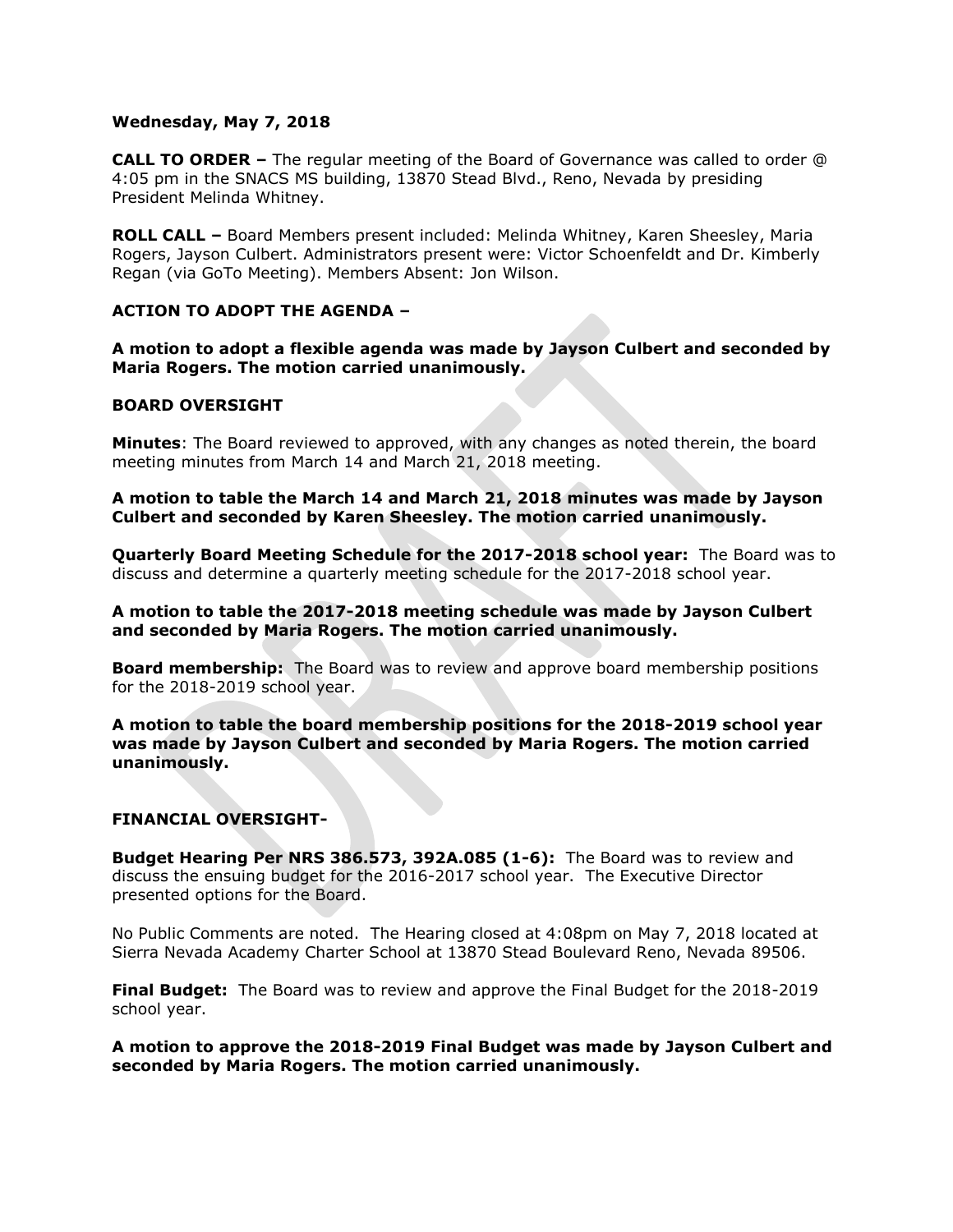**Wednesday, May 7, 2018**

**CALL TO ORDER –** The regular meeting of the Board of Governance was called to order @ 4:05 pm in the SNACS MS building, 13870 Stead Blvd., Reno, Nevada by presiding President Melinda Whitney.

**ROLL CALL –** Board Members present included: Melinda Whitney, Karen Sheesley, Maria Rogers, Jayson Culbert. Administrators present were: Victor Schoenfeldt and Dr. Kimberly Regan (via GoTo Meeting). Members Absent: Jon Wilson.

**ACTION TO ADOPT THE AGENDA –**

**A motion to adopt a flexible agenda was made by Jayson Culbert and seconded by Maria Rogers. The motion carried unanimously.**

**BOARD OVERSIGHT**

**Minutes**: The Board reviewed to approved, with any changes as noted therein, the board meeting minutes from March 14 and March 21, 2018 meeting.

**A motion to table the March 14 and March 21, 2018 minutes was made by Jayson Culbert and seconded by Karen Sheesley. The motion carried unanimously.**

**Quarterly Board Meeting Schedule for the 2017-2018 school year:** The Board was to discuss and determine a quarterly meeting schedule for the 2017-2018 school year.

**A motion to table the 2017-2018 meeting schedule was made by Jayson Culbert and seconded by Maria Rogers. The motion carried unanimously.**

**Board membership:** The Board was to review and approve board membership positions for the 2018-2019 school year.

**A motion to table the board membership positions for the 2018-2019 school year was made by Jayson Culbert and seconded by Maria Rogers. The motion carried unanimously.**

**FINANCIAL OVERSIGHT-**

**Budget Hearing Per NRS 386.573, 392A.085 (1-6):** The Board was to review and discuss the ensuing budget for the 2016-2017 school year. The Executive Director presented options for the Board.

No Public Comments are noted. The Hearing closed at 4:08pm on May 7, 2018 located at Sierra Nevada Academy Charter School at 13870 Stead Boulevard Reno, Nevada 89506.

**Final Budget:** The Board was to review and approve the Final Budget for the 2018-2019 school year.

**A motion to approve the 2018-2019 Final Budget was made by Jayson Culbert and seconded by Maria Rogers. The motion carried unanimously.**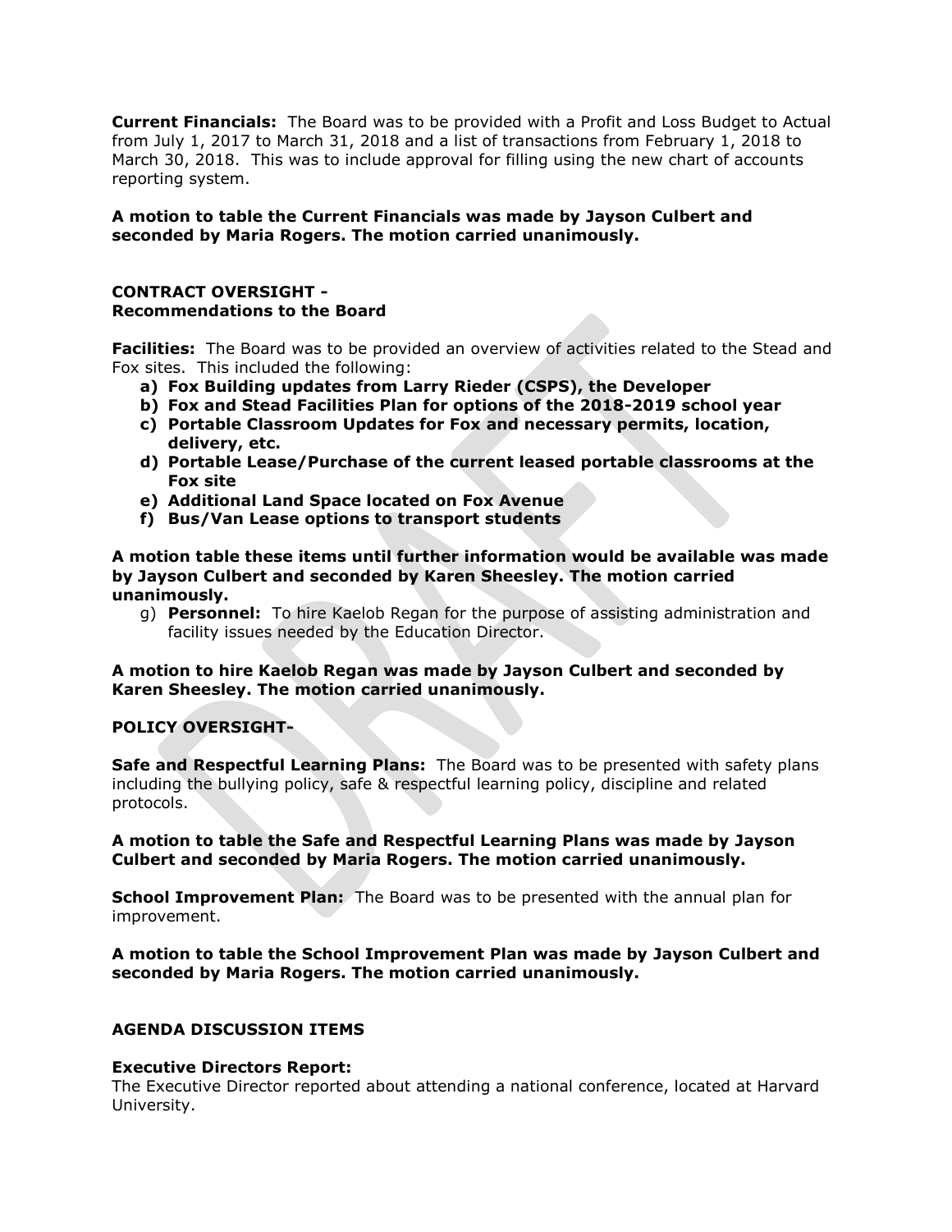**Current Financials:** The Board was to be provided with a Profit and Loss Budget to Actual from July 1, 2017 to March 31, 2018 and a list of transactions from February 1, 2018 to March 30, 2018. This was to include approval for filling using the new chart of accounts reporting system.

**A motion to table the Current Financials was made by Jayson Culbert and seconded by Maria Rogers. The motion carried unanimously.**

**CONTRACT OVERSIGHT -**
**Recommendations to the Board**

**Facilities:** The Board was to be provided an overview of activities related to the Stead and Fox sites. This included the following:

- **a) Fox Building updates from Larry Rieder (CSPS), the Developer**
- **b) Fox and Stead Facilities Plan for options of the 2018-2019 school year**
- **c) Portable Classroom Updates for Fox and necessary permits, location, delivery, etc.**
- **d) Portable Lease/Purchase of the current leased portable classrooms at the Fox site**
- **e) Additional Land Space located on Fox Avenue**
- **f) Bus/Van Lease options to transport students**

**A motion table these items until further information would be available was made by Jayson Culbert and seconded by Karen Sheesley. The motion carried unanimously.**

- g) **Personnel:** To hire Kaelob Regan for the purpose of assisting administration and facility issues needed by the Education Director.

**A motion to hire Kaelob Regan was made by Jayson Culbert and seconded by Karen Sheesley. The motion carried unanimously.**

**POLICY OVERSIGHT-**

**Safe and Respectful Learning Plans:** The Board was to be presented with safety plans including the bullying policy, safe & respectful learning policy, discipline and related protocols.

**A motion to table the Safe and Respectful Learning Plans was made by Jayson Culbert and seconded by Maria Rogers. The motion carried unanimously.**

**School Improvement Plan:** The Board was to be presented with the annual plan for improvement.

**A motion to table the School Improvement Plan was made by Jayson Culbert and seconded by Maria Rogers. The motion carried unanimously.**

**AGENDA DISCUSSION ITEMS**

**Executive Directors Report:**
The Executive Director reported about attending a national conference, located at Harvard University.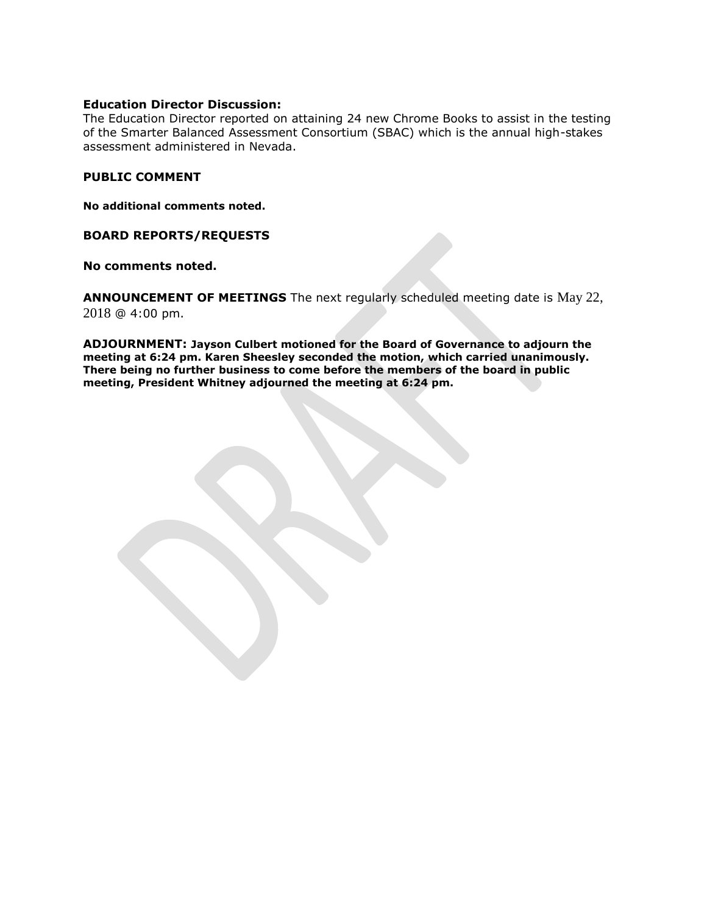**Education Director Discussion:**
The Education Director reported on attaining 24 new Chrome Books to assist in the testing of the Smarter Balanced Assessment Consortium (SBAC) which is the annual high-stakes assessment administered in Nevada.

**PUBLIC COMMENT**

**No additional comments noted.**

**BOARD REPORTS/REQUESTS**

**No comments noted.**

**ANNOUNCEMENT OF MEETINGS** The next regularly scheduled meeting date is May 22, 2018 @ 4:00 pm.

**ADJOURNMENT: Jayson Culbert motioned for the Board of Governance to adjourn the meeting at 6:24 pm. Karen Sheesley seconded the motion, which carried unanimously. There being no further business to come before the members of the board in public meeting, President Whitney adjourned the meeting at 6:24 pm.**